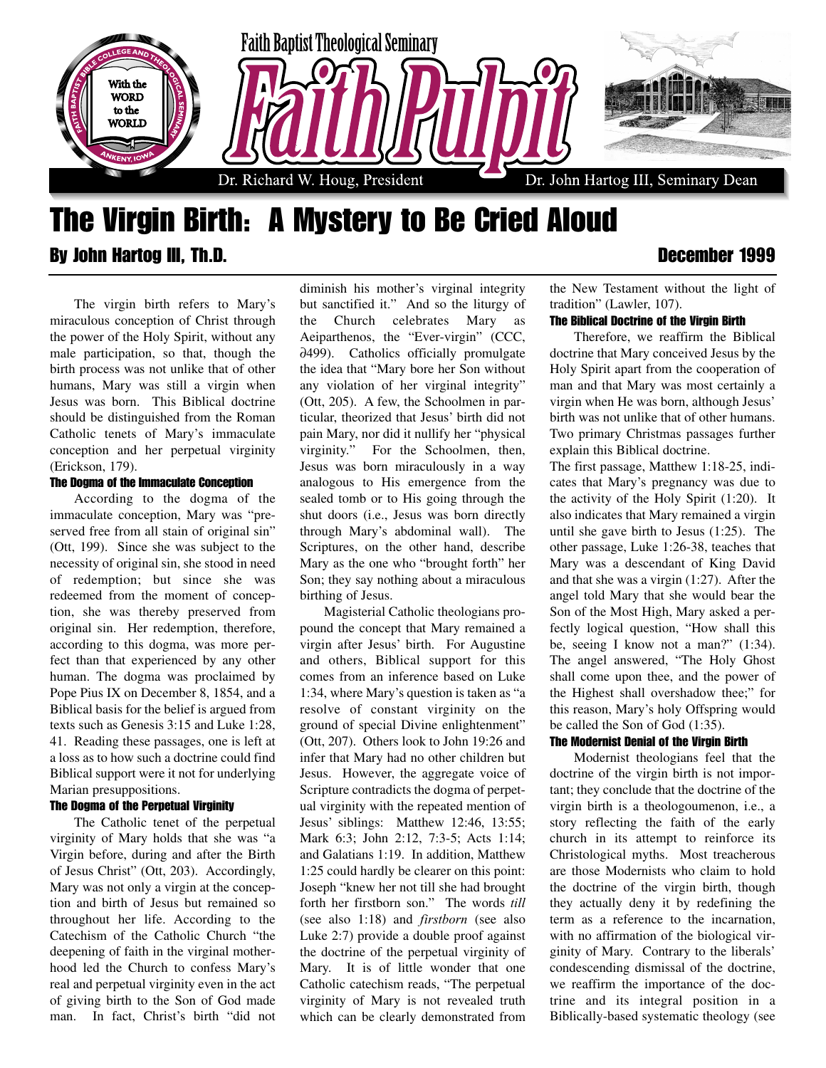Faith Baptist Theological Seminary

# Faith Pulpit

Dr. Richard W. Houg, President | Dr. John Hartog III, Seminary Dean

# The Virgin Birth: A Mystery to Be Cried Aloud

**By John Hartog III, Th.D.** **December 1999**

The virgin birth refers to Mary's miraculous conception of Christ through the power of the Holy Spirit, without any male participation, so that, though the birth process was not unlike that of other humans, Mary was still a virgin when Jesus was born. This Biblical doctrine should be distinguished from the Roman Catholic tenets of Mary's immaculate conception and her perpetual virginity (Erickson, 179).

### The Dogma of the Immaculate Conception

According to the dogma of the immaculate conception, Mary was "preserved free from all stain of original sin" (Ott, 199). Since she was subject to the necessity of original sin, she stood in need of redemption; but since she was redeemed from the moment of conception, she was thereby preserved from original sin. Her redemption, therefore, according to this dogma, was more perfect than that experienced by any other human. The dogma was proclaimed by Pope Pius IX on December 8, 1854, and a Biblical basis for the belief is argued from texts such as Genesis 3:15 and Luke 1:28, 41. Reading these passages, one is left at a loss as to how such a doctrine could find Biblical support were it not for underlying Marian presuppositions.

### The Dogma of the Perpetual Virginity

The Catholic tenet of the perpetual virginity of Mary holds that she was "a Virgin before, during and after the Birth of Jesus Christ" (Ott, 203). Accordingly, Mary was not only a virgin at the conception and birth of Jesus but remained so throughout her life. According to the Catechism of the Catholic Church "the deepening of faith in the virginal motherhood led the Church to confess Mary's real and perpetual virginity even in the act of giving birth to the Son of God made man. In fact, Christ's birth "did not diminish his mother's virginal integrity but sanctified it." And so the liturgy of the Church celebrates Mary as Aeiparthenos, the "Ever-virgin" (CCC, ∂499). Catholics officially promulgate the idea that "Mary bore her Son without any violation of her virginal integrity" (Ott, 205). A few, the Schoolmen in particular, theorized that Jesus' birth did not pain Mary, nor did it nullify her "physical virginity." For the Schoolmen, then, Jesus was born miraculously in a way analogous to His emergence from the sealed tomb or to His going through the shut doors (i.e., Jesus was born directly through Mary's abdominal wall). The Scriptures, on the other hand, describe Mary as the one who "brought forth" her Son; they say nothing about a miraculous birthing of Jesus.

Magisterial Catholic theologians propound the concept that Mary remained a virgin after Jesus' birth. For Augustine and others, Biblical support for this comes from an inference based on Luke 1:34, where Mary's question is taken as "a resolve of constant virginity on the ground of special Divine enlightenment" (Ott, 207). Others look to John 19:26 and infer that Mary had no other children but Jesus. However, the aggregate voice of Scripture contradicts the dogma of perpetual virginity with the repeated mention of Jesus' siblings: Matthew 12:46, 13:55; Mark 6:3; John 2:12, 7:3-5; Acts 1:14; and Galatians 1:19. In addition, Matthew 1:25 could hardly be clearer on this point: Joseph "knew her not till she had brought forth her firstborn son." The words *till* (see also 1:18) and *firstborn* (see also Luke 2:7) provide a double proof against the doctrine of the perpetual virginity of Mary. It is of little wonder that one Catholic catechism reads, "The perpetual virginity of Mary is not revealed truth which can be clearly demonstrated from the New Testament without the light of tradition" (Lawler, 107).

### The Biblical Doctrine of the Virgin Birth

Therefore, we reaffirm the Biblical doctrine that Mary conceived Jesus by the Holy Spirit apart from the cooperation of man and that Mary was most certainly a virgin when He was born, although Jesus' birth was not unlike that of other humans. Two primary Christmas passages further explain this Biblical doctrine.

The first passage, Matthew 1:18-25, indicates that Mary's pregnancy was due to the activity of the Holy Spirit (1:20). It also indicates that Mary remained a virgin until she gave birth to Jesus (1:25). The other passage, Luke 1:26-38, teaches that Mary was a descendant of King David and that she was a virgin (1:27). After the angel told Mary that she would bear the Son of the Most High, Mary asked a perfectly logical question, "How shall this be, seeing I know not a man?" (1:34). The angel answered, "The Holy Ghost shall come upon thee, and the power of the Highest shall overshadow thee;" for this reason, Mary's holy Offspring would be called the Son of God (1:35).

### The Modernist Denial of the Virgin Birth

Modernist theologians feel that the doctrine of the virgin birth is not important; they conclude that the doctrine of the virgin birth is a theologoumenon, i.e., a story reflecting the faith of the early church in its attempt to reinforce its Christological myths. Most treacherous are those Modernists who claim to hold the doctrine of the virgin birth, though they actually deny it by redefining the term as a reference to the incarnation, with no affirmation of the biological virginity of Mary. Contrary to the liberals' condescending dismissal of the doctrine, we reaffirm the importance of the doctrine and its integral position in a Biblically-based systematic theology (see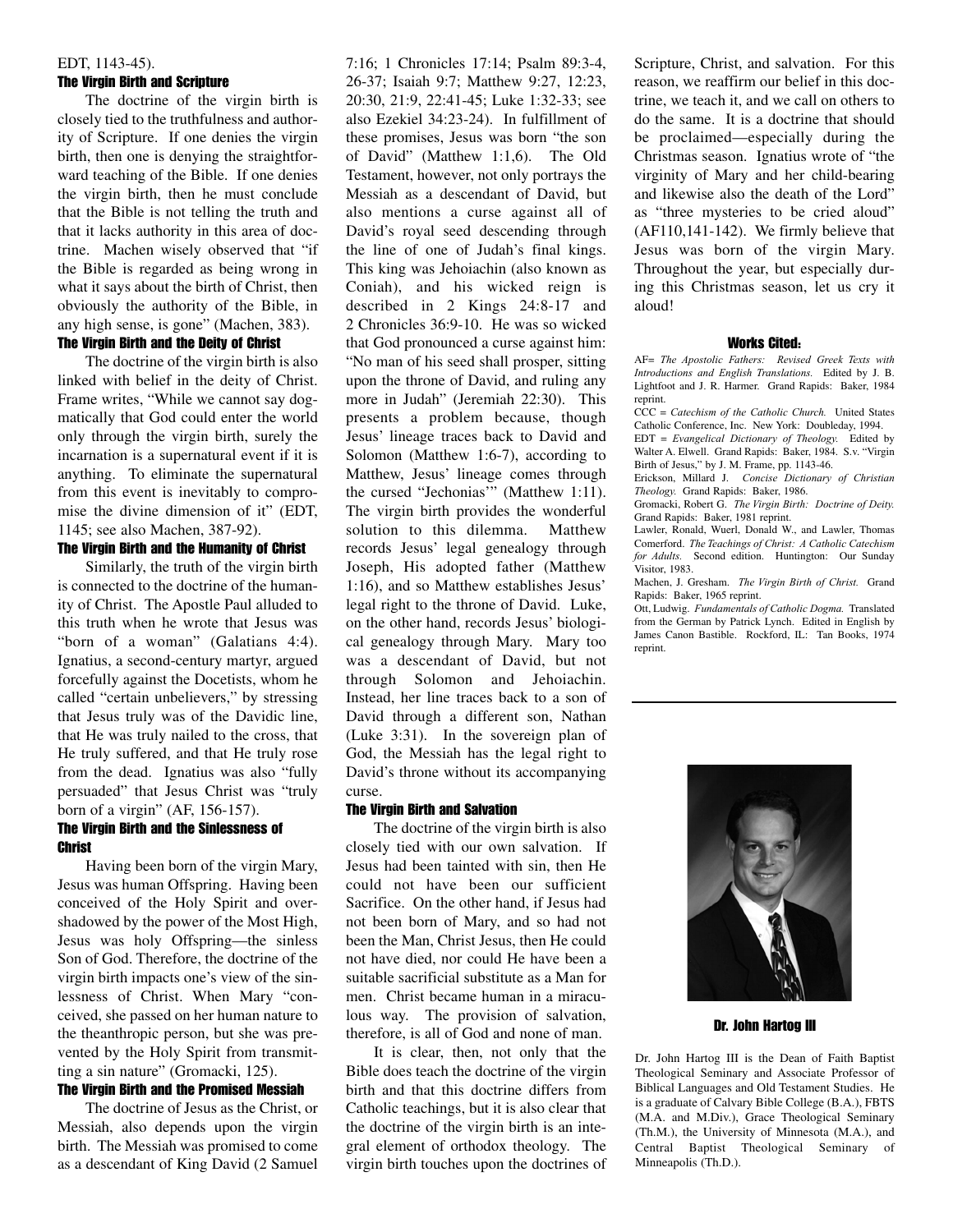EDT, 1143-45).

### The Virgin Birth and Scripture

The doctrine of the virgin birth is closely tied to the truthfulness and authority of Scripture. If one denies the virgin birth, then one is denying the straightforward teaching of the Bible. If one denies the virgin birth, then he must conclude that the Bible is not telling the truth and that it lacks authority in this area of doctrine. Machen wisely observed that "if the Bible is regarded as being wrong in what it says about the birth of Christ, then obviously the authority of the Bible, in any high sense, is gone" (Machen, 383).

### The Virgin Birth and the Deity of Christ

The doctrine of the virgin birth is also linked with belief in the deity of Christ. Frame writes, "While we cannot say dogmatically that God could enter the world only through the virgin birth, surely the incarnation is a supernatural event if it is anything. To eliminate the supernatural from this event is inevitably to compromise the divine dimension of it" (EDT, 1145; see also Machen, 387-92).

### The Virgin Birth and the Humanity of Christ

Similarly, the truth of the virgin birth is connected to the doctrine of the humanity of Christ. The Apostle Paul alluded to this truth when he wrote that Jesus was "born of a woman" (Galatians 4:4). Ignatius, a second-century martyr, argued forcefully against the Docetists, whom he called "certain unbelievers," by stressing that Jesus truly was of the Davidic line, that He was truly nailed to the cross, that He truly suffered, and that He truly rose from the dead. Ignatius was also "fully persuaded" that Jesus Christ was "truly born of a virgin" (AF, 156-157).

### The Virgin Birth and the Sinlessness of Christ

Having been born of the virgin Mary, Jesus was human Offspring. Having been conceived of the Holy Spirit and overshadowed by the power of the Most High, Jesus was holy Offspring—the sinless Son of God. Therefore, the doctrine of the virgin birth impacts one's view of the sinlessness of Christ. When Mary "conceived, she passed on her human nature to the theanthropic person, but she was prevented by the Holy Spirit from transmitting a sin nature" (Gromacki, 125).

### The Virgin Birth and the Promised Messiah

The doctrine of Jesus as the Christ, or Messiah, also depends upon the virgin birth. The Messiah was promised to come as a descendant of King David (2 Samuel 7:16; 1 Chronicles 17:14; Psalm 89:3-4, 26-37; Isaiah 9:7; Matthew 9:27, 12:23, 20:30, 21:9, 22:41-45; Luke 1:32-33; see also Ezekiel 34:23-24). In fulfillment of these promises, Jesus was born "the son of David" (Matthew 1:1,6). The Old Testament, however, not only portrays the Messiah as a descendant of David, but also mentions a curse against all of David's royal seed descending through the line of one of Judah's final kings. This king was Jehoiachin (also known as Coniah), and his wicked reign is described in 2 Kings 24:8-17 and 2 Chronicles 36:9-10. He was so wicked that God pronounced a curse against him: "No man of his seed shall prosper, sitting upon the throne of David, and ruling any more in Judah" (Jeremiah 22:30). This presents a problem because, though Jesus' lineage traces back to David and Solomon (Matthew 1:6-7), according to Matthew, Jesus' lineage comes through the cursed "Jechonias'" (Matthew 1:11). The virgin birth provides the wonderful solution to this dilemma. Matthew records Jesus' legal genealogy through Joseph, His adopted father (Matthew 1:16), and so Matthew establishes Jesus' legal right to the throne of David. Luke, on the other hand, records Jesus' biological genealogy through Mary. Mary too was a descendant of David, but not through Solomon and Jehoiachin. Instead, her line traces back to a son of David through a different son, Nathan (Luke 3:31). In the sovereign plan of God, the Messiah has the legal right to David's throne without its accompanying curse.

### The Virgin Birth and Salvation

The doctrine of the virgin birth is also closely tied with our own salvation. If Jesus had been tainted with sin, then He could not have been our sufficient Sacrifice. On the other hand, if Jesus had not been born of Mary, and so had not been the Man, Christ Jesus, then He could not have died, nor could He have been a suitable sacrificial substitute as a Man for men. Christ became human in a miraculous way. The provision of salvation, therefore, is all of God and none of man.

It is clear, then, not only that the Bible does teach the doctrine of the virgin birth and that this doctrine differs from Catholic teachings, but it is also clear that the doctrine of the virgin birth is an integral element of orthodox theology. The virgin birth touches upon the doctrines of Scripture, Christ, and salvation. For this reason, we reaffirm our belief in this doctrine, we teach it, and we call on others to do the same. It is a doctrine that should be proclaimed—especially during the Christmas season. Ignatius wrote of "the virginity of Mary and her child-bearing and likewise also the death of the Lord" as "three mysteries to be cried aloud" (AF110,141-142). We firmly believe that Jesus was born of the virgin Mary. Throughout the year, but especially during this Christmas season, let us cry it aloud!

### Works Cited:

AF= *The Apostolic Fathers: Revised Greek Texts with Introductions and English Translations.* Edited by J. B. Lightfoot and J. R. Harmer. Grand Rapids: Baker, 1984 reprint.

CCC = *Catechism of the Catholic Church.* United States Catholic Conference, Inc. New York: Doubleday, 1994.

EDT = *Evangelical Dictionary of Theology.* Edited by Walter A. Elwell. Grand Rapids: Baker, 1984. S.v. "Virgin Birth of Jesus," by J. M. Frame, pp. 1143-46.

Erickson, Millard J. *Concise Dictionary of Christian Theology.* Grand Rapids: Baker, 1986.

Gromacki, Robert G. *The Virgin Birth: Doctrine of Deity.* Grand Rapids: Baker, 1981 reprint.

Lawler, Ronald, Wuerl, Donald W., and Lawler, Thomas Comerford. *The Teachings of Christ: A Catholic Catechism for Adults.* Second edition. Huntington: Our Sunday Visitor, 1983.

Machen, J. Gresham. *The Virgin Birth of Christ.* Grand Rapids: Baker, 1965 reprint.

Ott, Ludwig. *Fundamentals of Catholic Dogma.* Translated from the German by Patrick Lynch. Edited in English by James Canon Bastible. Rockford, IL: Tan Books, 1974 reprint.

**Dr. John Hartog III**

Dr. John Hartog III is the Dean of Faith Baptist Theological Seminary and Associate Professor of Biblical Languages and Old Testament Studies. He is a graduate of Calvary Bible College (B.A.), FBTS (M.A. and M.Div.), Grace Theological Seminary (Th.M.), the University of Minnesota (M.A.), and Central Baptist Theological Seminary of Minneapolis (Th.D.).